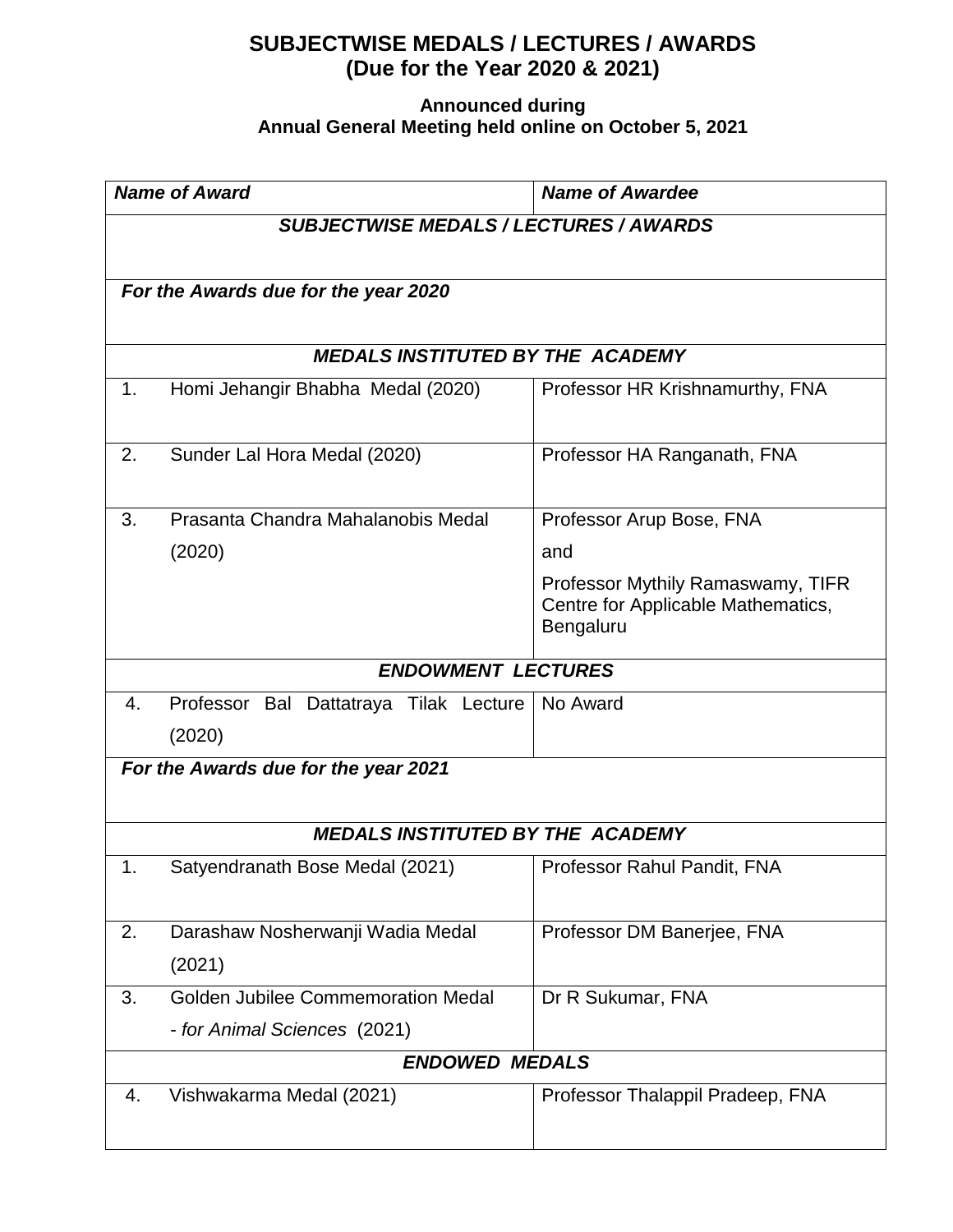# SUBJECTWISE MEDALS / LECTURES / AWARDS
## (Due for the Year 2020 & 2021)

**Announced during**
**Annual General Meeting held online on October 5, 2021**

| *Name of Award* | *Name of Awardee* |
|---|---|
| ***SUBJECTWISE MEDALS / LECTURES / AWARDS*** | |
| ***For the Awards due for the year 2020*** | |
| ***MEDALS INSTITUTED BY THE ACADEMY*** | |
| 1. Homi Jehangir Bhabha Medal (2020) | Professor HR Krishnamurthy, FNA |
| 2. Sunder Lal Hora Medal (2020) | Professor HA Ranganath, FNA |
| 3. Prasanta Chandra Mahalanobis Medal (2020) | Professor Arup Bose, FNA and Professor Mythily Ramaswamy, TIFR Centre for Applicable Mathematics, Bengaluru |
| ***ENDOWMENT LECTURES*** | |
| 4. Professor Bal Dattatraya Tilak Lecture (2020) | No Award |
| ***For the Awards due for the year 2021*** | |
| ***MEDALS INSTITUTED BY THE ACADEMY*** | |
| 1. Satyendranath Bose Medal (2021) | Professor Rahul Pandit, FNA |
| 2. Darashaw Nosherwanji Wadia Medal (2021) | Professor DM Banerjee, FNA |
| 3. Golden Jubilee Commemoration Medal - *for Animal Sciences* (2021) | Dr R Sukumar, FNA |
| ***ENDOWED MEDALS*** | |
| 4. Vishwakarma Medal (2021) | Professor Thalappil Pradeep, FNA |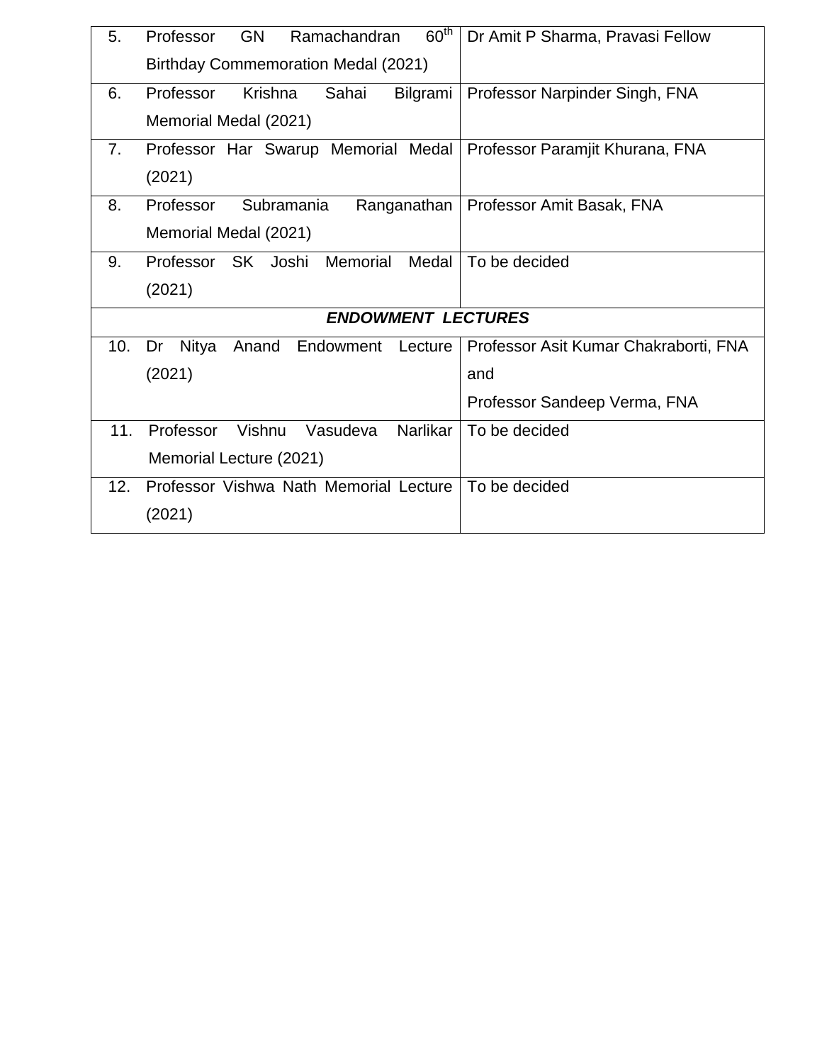| | | |
|---|---|---|
| 5. | Professor GN Ramachandran 60th Birthday Commemoration Medal (2021) | Dr Amit P Sharma, Pravasi Fellow |
| 6. | Professor Krishna Sahai Bilgrami Memorial Medal (2021) | Professor Narpinder Singh, FNA |
| 7. | Professor Har Swarup Memorial Medal (2021) | Professor Paramjit Khurana, FNA |
| 8. | Professor Subramania Ranganathan Memorial Medal (2021) | Professor Amit Basak, FNA |
| 9. | Professor SK Joshi Memorial Medal (2021) | To be decided |
| | ***ENDOWMENT LECTURES*** | |
| 10. | Dr Nitya Anand Endowment Lecture (2021) | Professor Asit Kumar Chakraborti, FNA and Professor Sandeep Verma, FNA |
| 11. | Professor Vishnu Vasudeva Narlikar Memorial Lecture (2021) | To be decided |
| 12. | Professor Vishwa Nath Memorial Lecture (2021) | To be decided |